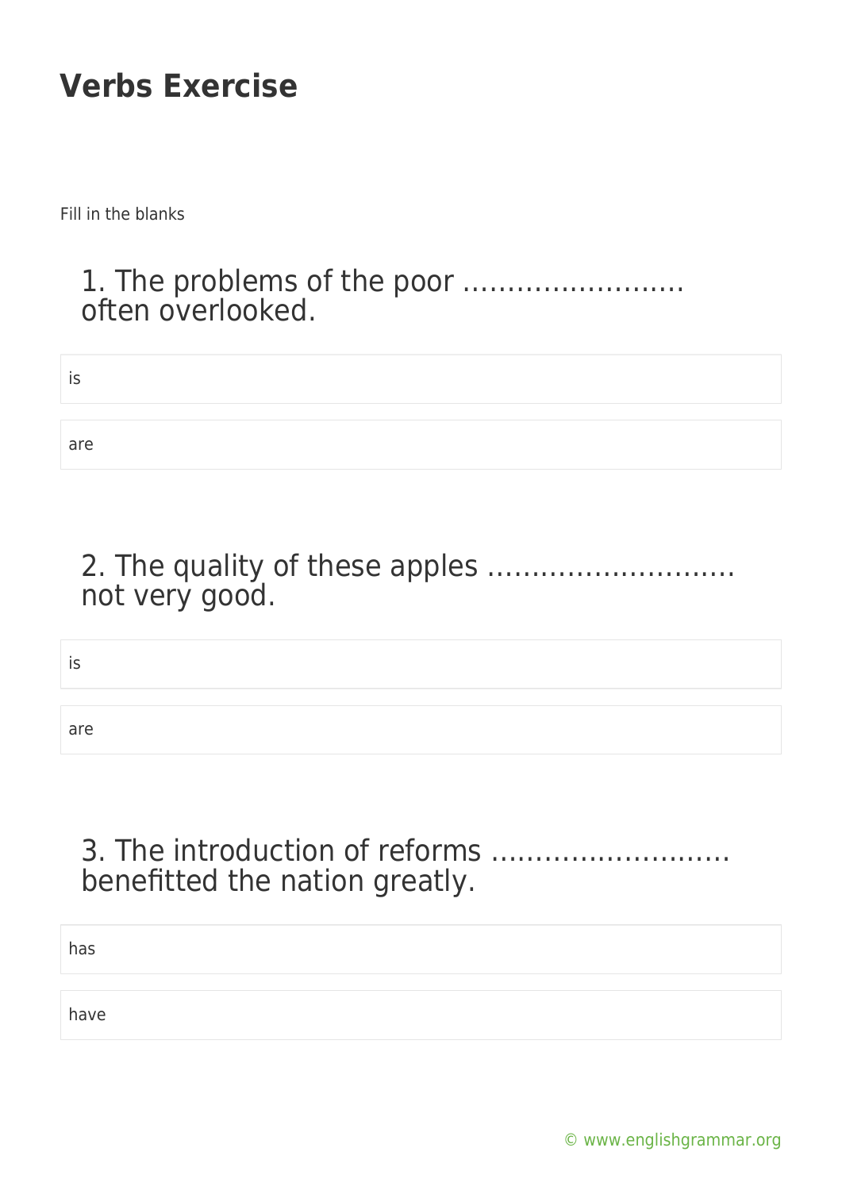# Verbs Exercise

Fill in the blanks

### 1. The problems of the poor ……………………. often overlooked.

is

are

### 2. The quality of these apples ………………………. not very good.

is

are

### 3. The introduction of reforms ……………………… benefitted the nation greatly.

has

have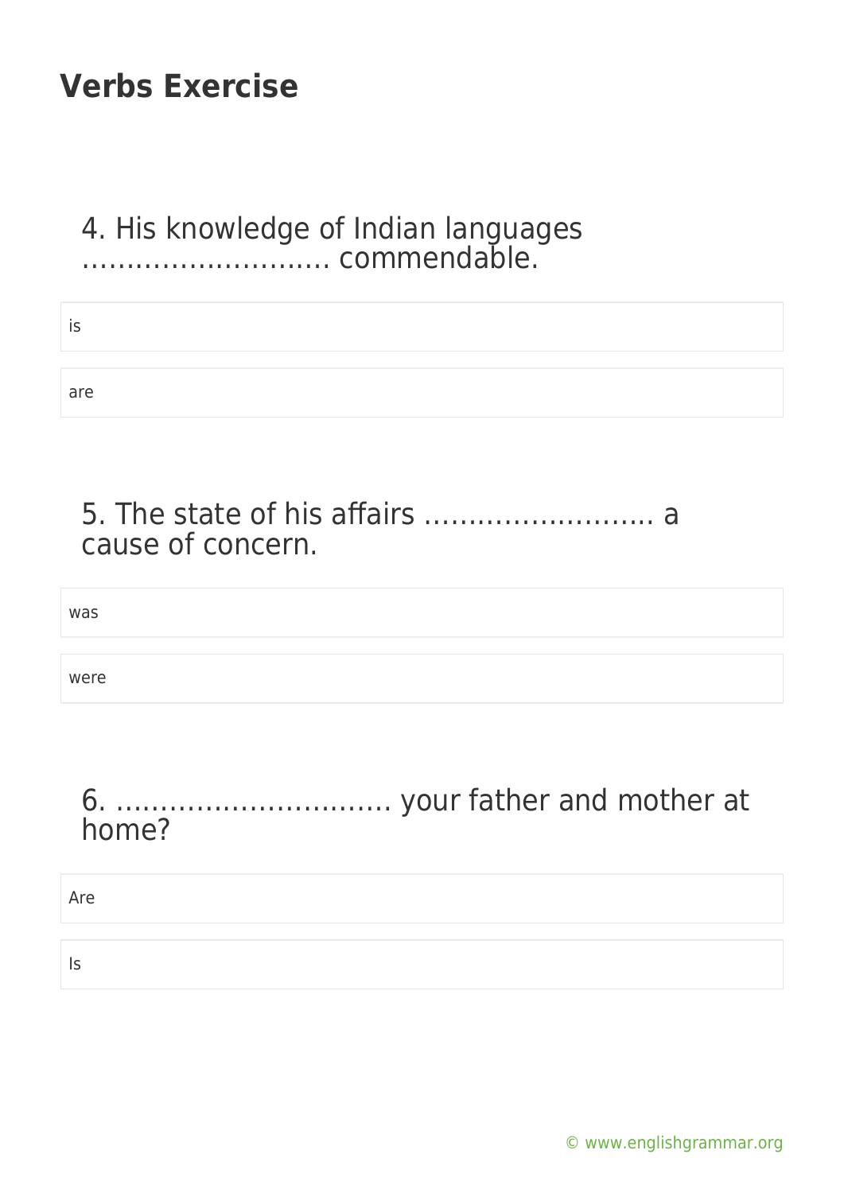## Verbs Exercise

4. His knowledge of Indian languages ……………………… commendable.

- is
- are

5. The state of his affairs ……………………. a cause of concern.

- was
- were

6. ………………………… your father and mother at home?

- Are
- Is

© www.englishgrammar.org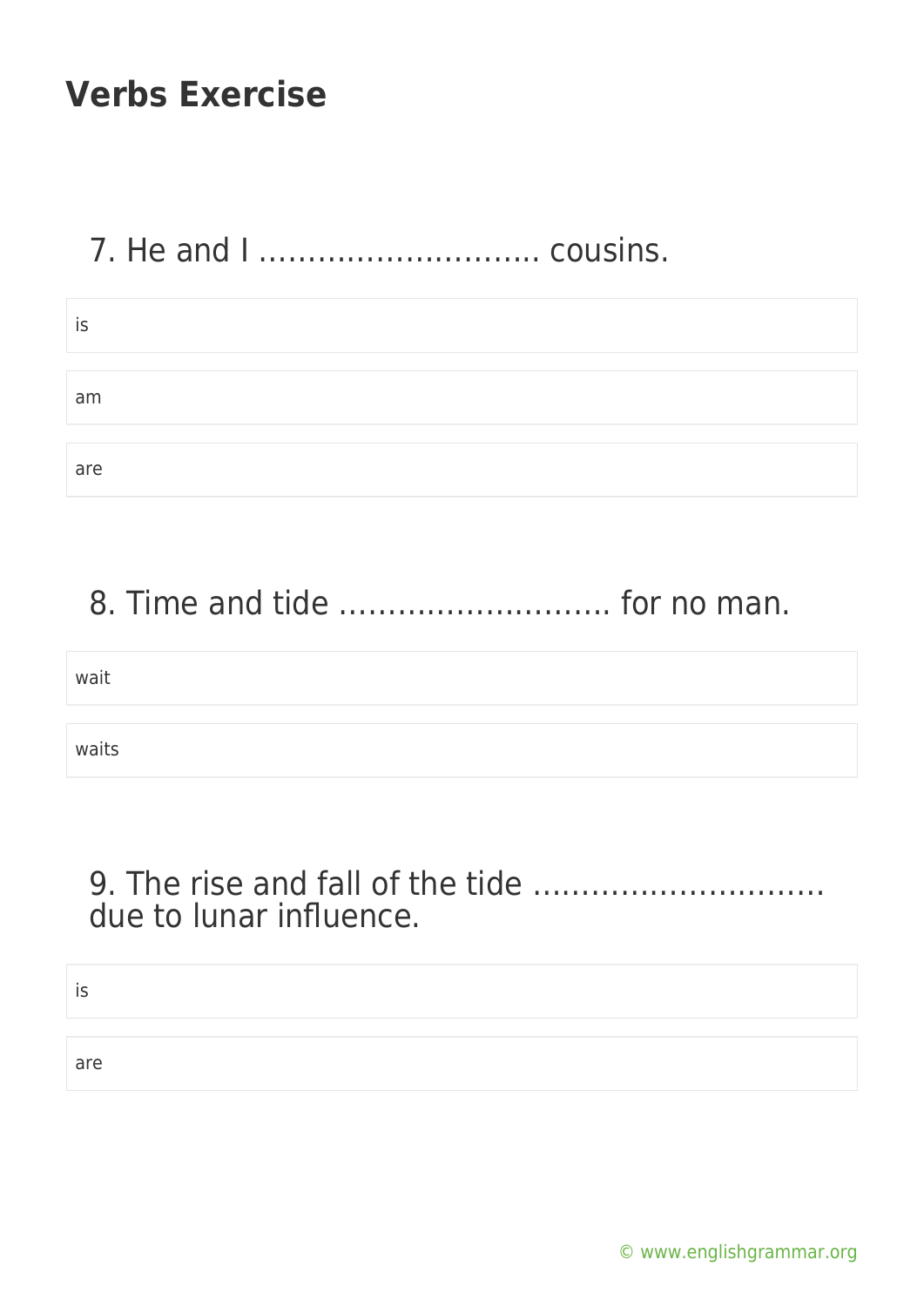## Verbs Exercise

### 7. He and I ……………………….. cousins.

- is
- am
- are

### 8. Time and tide ……………………… for no man.

- wait
- waits

### 9. The rise and fall of the tide ……………………….. due to lunar influence.

- is
- are

© www.englishgrammar.org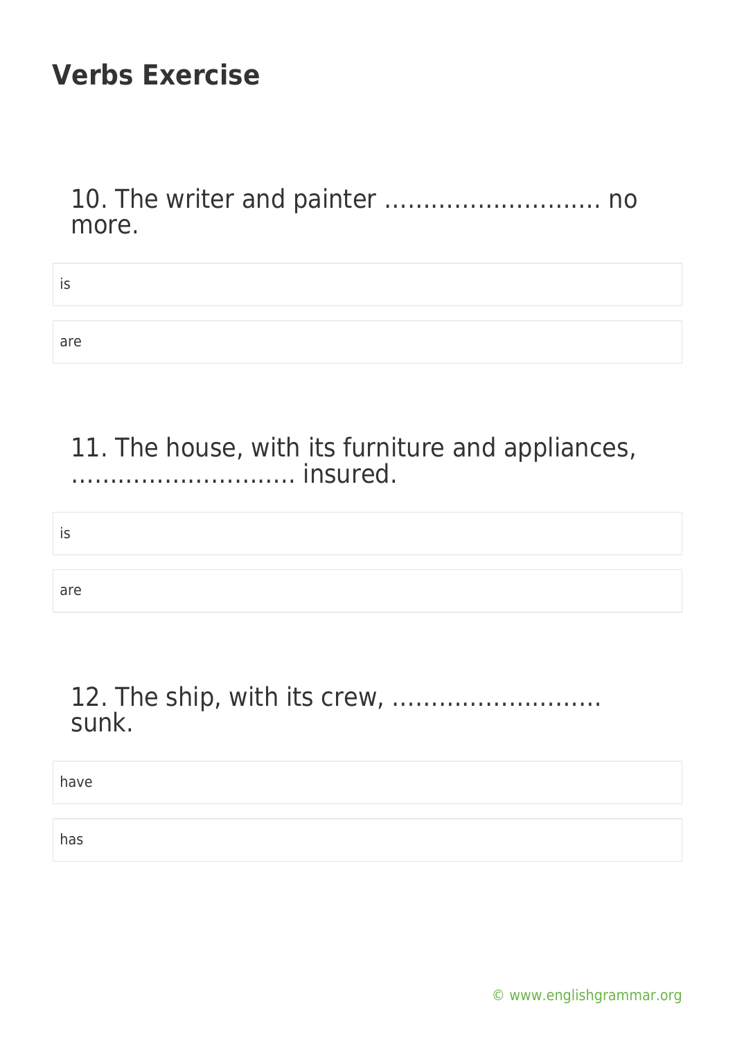# Verbs Exercise

10. The writer and painter ………………………. no more.

- is
- are

11. The house, with its furniture and appliances, ……………………….. insured.

- is
- are

12. The ship, with its crew, ……………………… sunk.

- have
- has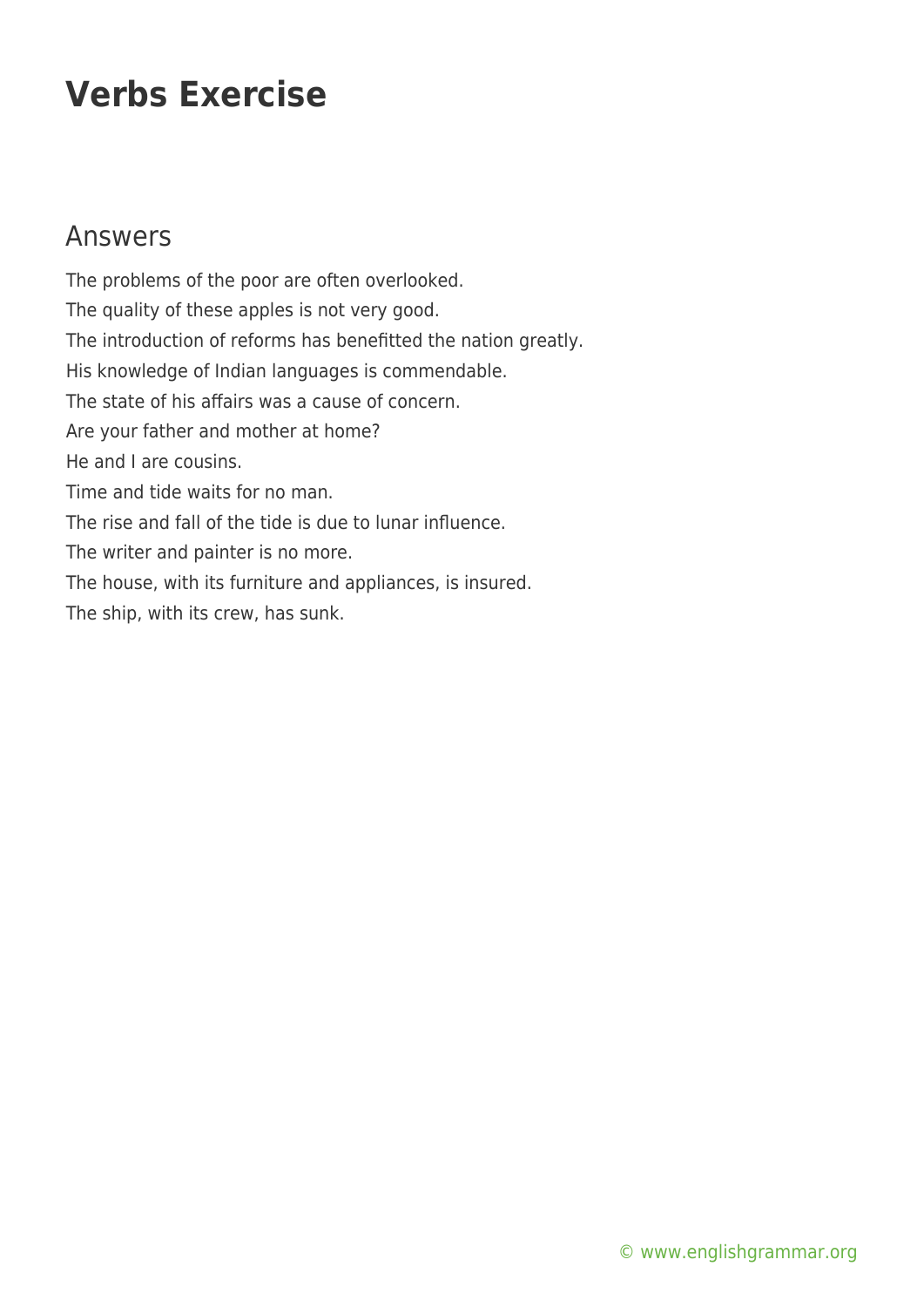# Verbs Exercise

## Answers

The problems of the poor are often overlooked.
The quality of these apples is not very good.
The introduction of reforms has benefitted the nation greatly.
His knowledge of Indian languages is commendable.
The state of his affairs was a cause of concern.
Are your father and mother at home?
He and I are cousins.
Time and tide waits for no man.
The rise and fall of the tide is due to lunar influence.
The writer and painter is no more.
The house, with its furniture and appliances, is insured.
The ship, with its crew, has sunk.